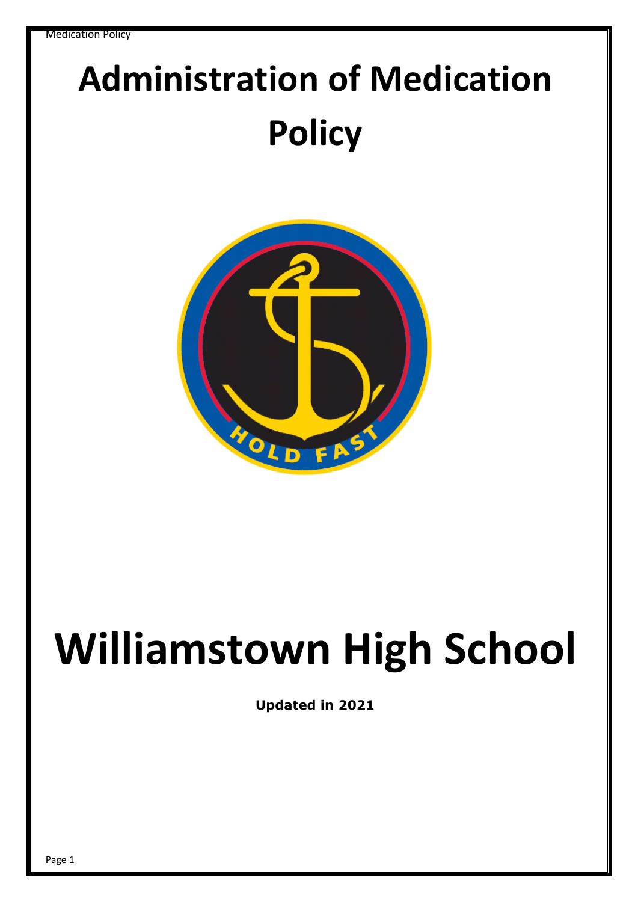# Administration of Medication Policy

HOLD FAST

# Williamstown High School

**Updated in 2021**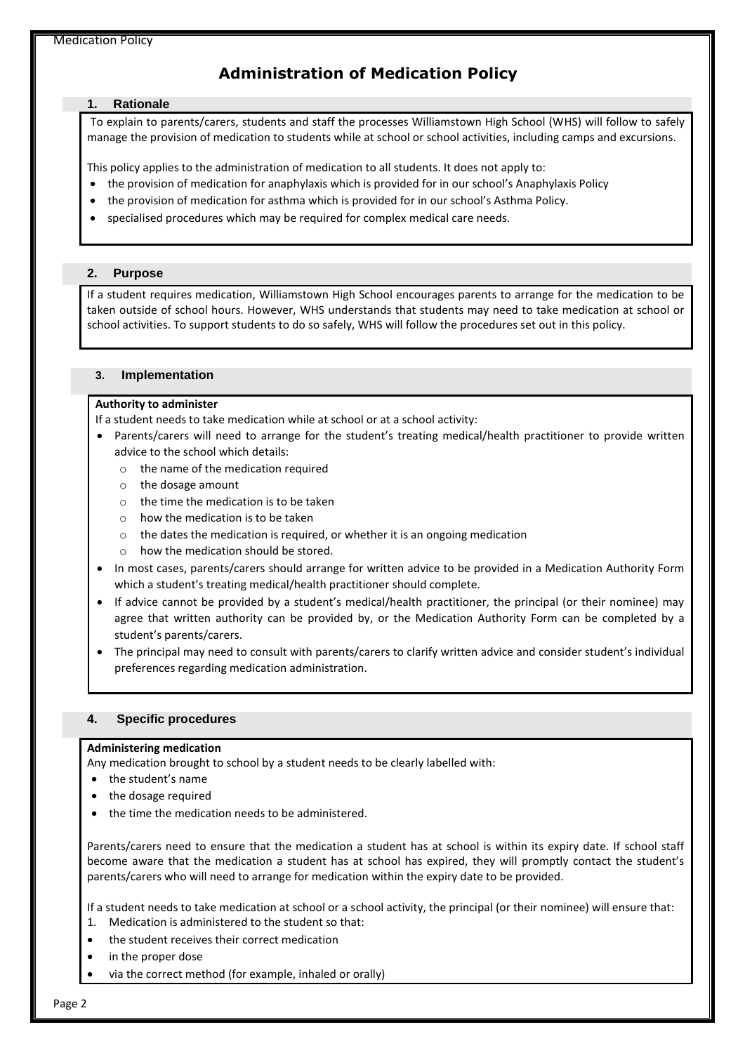# Administration of Medication Policy

## 1. Rationale

To explain to parents/carers, students and staff the processes Williamstown High School (WHS) will follow to safely manage the provision of medication to students while at school or school activities, including camps and excursions.

This policy applies to the administration of medication to all students. It does not apply to:

- the provision of medication for anaphylaxis which is provided for in our school's Anaphylaxis Policy
- the provision of medication for asthma which is provided for in our school's Asthma Policy.
- specialised procedures which may be required for complex medical care needs.

## 2. Purpose

If a student requires medication, Williamstown High School encourages parents to arrange for the medication to be taken outside of school hours. However, WHS understands that students may need to take medication at school or school activities. To support students to do so safely, WHS will follow the procedures set out in this policy.

## 3. Implementation

**Authority to administer**

If a student needs to take medication while at school or at a school activity:

- Parents/carers will need to arrange for the student's treating medical/health practitioner to provide written advice to the school which details:
  - the name of the medication required
  - the dosage amount
  - the time the medication is to be taken
  - how the medication is to be taken
  - the dates the medication is required, or whether it is an ongoing medication
  - how the medication should be stored.
- In most cases, parents/carers should arrange for written advice to be provided in a Medication Authority Form which a student's treating medical/health practitioner should complete.
- If advice cannot be provided by a student's medical/health practitioner, the principal (or their nominee) may agree that written authority can be provided by, or the Medication Authority Form can be completed by a student's parents/carers.
- The principal may need to consult with parents/carers to clarify written advice and consider student's individual preferences regarding medication administration.

## 4. Specific procedures

**Administering medication**

Any medication brought to school by a student needs to be clearly labelled with:

- the student's name
- the dosage required
- the time the medication needs to be administered.

Parents/carers need to ensure that the medication a student has at school is within its expiry date. If school staff become aware that the medication a student has at school has expired, they will promptly contact the student's parents/carers who will need to arrange for medication within the expiry date to be provided.

If a student needs to take medication at school or a school activity, the principal (or their nominee) will ensure that:

1. Medication is administered to the student so that:

- the student receives their correct medication
- in the proper dose
- via the correct method (for example, inhaled or orally)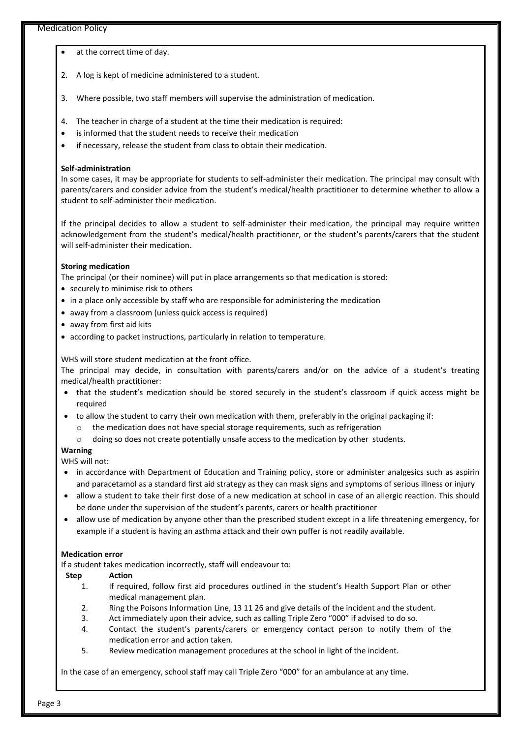- at the correct time of day.

2. A log is kept of medicine administered to a student.

3. Where possible, two staff members will supervise the administration of medication.

4. The teacher in charge of a student at the time their medication is required:

- is informed that the student needs to receive their medication
- if necessary, release the student from class to obtain their medication.

**Self-administration**

In some cases, it may be appropriate for students to self-administer their medication. The principal may consult with parents/carers and consider advice from the student's medical/health practitioner to determine whether to allow a student to self-administer their medication.

If the principal decides to allow a student to self-administer their medication, the principal may require written acknowledgement from the student's medical/health practitioner, or the student's parents/carers that the student will self-administer their medication.

**Storing medication**

The principal (or their nominee) will put in place arrangements so that medication is stored:

- securely to minimise risk to others
- in a place only accessible by staff who are responsible for administering the medication
- away from a classroom (unless quick access is required)
- away from first aid kits
- according to packet instructions, particularly in relation to temperature.

WHS will store student medication at the front office.

The principal may decide, in consultation with parents/carers and/or on the advice of a student's treating medical/health practitioner:

- that the student's medication should be stored securely in the student's classroom if quick access might be required
- to allow the student to carry their own medication with them, preferably in the original packaging if:
  - the medication does not have special storage requirements, such as refrigeration
  - doing so does not create potentially unsafe access to the medication by other students.

**Warning**

WHS will not:

- in accordance with Department of Education and Training policy, store or administer analgesics such as aspirin and paracetamol as a standard first aid strategy as they can mask signs and symptoms of serious illness or injury
- allow a student to take their first dose of a new medication at school in case of an allergic reaction. This should be done under the supervision of the student's parents, carers or health practitioner
- allow use of medication by anyone other than the prescribed student except in a life threatening emergency, for example if a student is having an asthma attack and their own puffer is not readily available.

**Medication error**

If a student takes medication incorrectly, staff will endeavour to:

| Step | Action |
|---|---|
| 1. | If required, follow first aid procedures outlined in the student's Health Support Plan or other medical management plan. |
| 2. | Ring the Poisons Information Line, 13 11 26 and give details of the incident and the student. |
| 3. | Act immediately upon their advice, such as calling Triple Zero "000" if advised to do so. |
| 4. | Contact the student's parents/carers or emergency contact person to notify them of the medication error and action taken. |
| 5. | Review medication management procedures at the school in light of the incident. |

In the case of an emergency, school staff may call Triple Zero "000" for an ambulance at any time.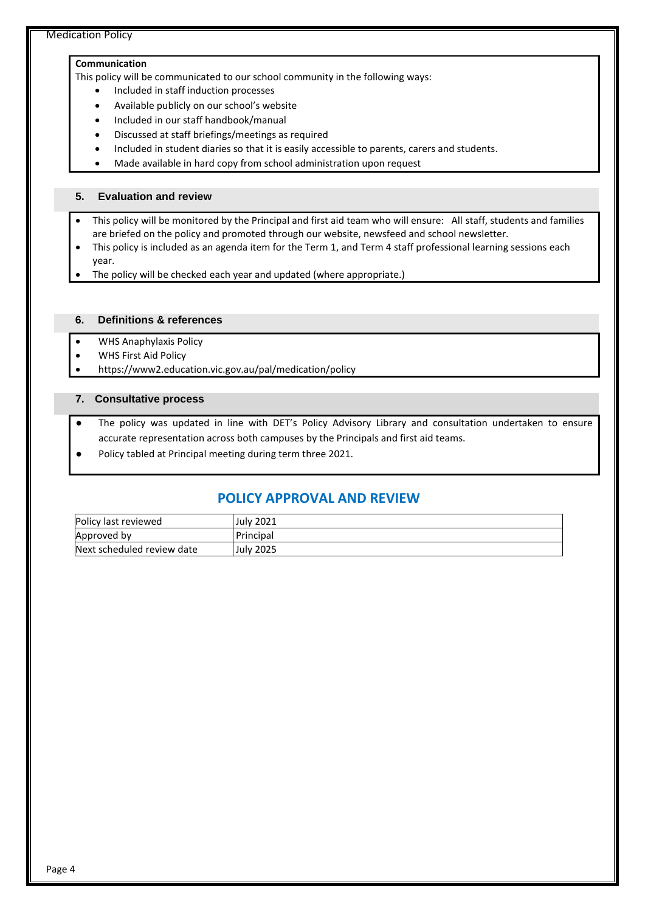**Communication**

This policy will be communicated to our school community in the following ways:

- Included in staff induction processes
- Available publicly on our school's website
- Included in our staff handbook/manual
- Discussed at staff briefings/meetings as required
- Included in student diaries so that it is easily accessible to parents, carers and students.
- Made available in hard copy from school administration upon request

## 5. Evaluation and review

- This policy will be monitored by the Principal and first aid team who will ensure: All staff, students and families are briefed on the policy and promoted through our website, newsfeed and school newsletter.
- This policy is included as an agenda item for the Term 1, and Term 4 staff professional learning sessions each year.
- The policy will be checked each year and updated (where appropriate.)

## 6. Definitions & references

- WHS Anaphylaxis Policy
- WHS First Aid Policy
- https://www2.education.vic.gov.au/pal/medication/policy

## 7. Consultative process

- The policy was updated in line with DET's Policy Advisory Library and consultation undertaken to ensure accurate representation across both campuses by the Principals and first aid teams.
- Policy tabled at Principal meeting during term three 2021.

## POLICY APPROVAL AND REVIEW

| | |
|---|---|
| Policy last reviewed | July 2021 |
| Approved by | Principal |
| Next scheduled review date | July 2025 |